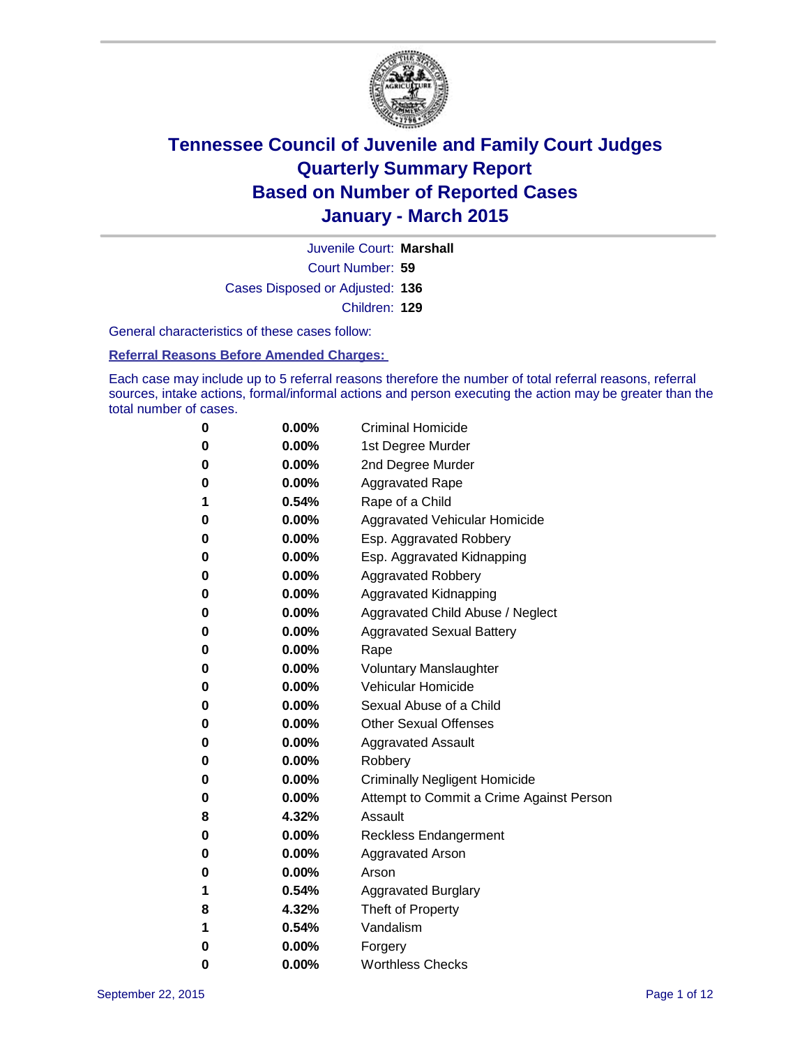# Tennessee Council of Juvenile and Family Court Judges
## Quarterly Summary Report
## Based on Number of Reported Cases
## January - March 2015

Juvenile Court: **Marshall**
Court Number: **59**
Cases Disposed or Adjusted: **136**
Children: **129**

General characteristics of these cases follow:

**Referral Reasons Before Amended Charges:**

Each case may include up to 5 referral reasons therefore the number of total referral reasons, referral sources, intake actions, formal/informal actions and person executing the action may be greater than the total number of cases.

| | | |
|---|---|---|
| 0 | 0.00% | Criminal Homicide |
| 0 | 0.00% | 1st Degree Murder |
| 0 | 0.00% | 2nd Degree Murder |
| 0 | 0.00% | Aggravated Rape |
| 1 | 0.54% | Rape of a Child |
| 0 | 0.00% | Aggravated Vehicular Homicide |
| 0 | 0.00% | Esp. Aggravated Robbery |
| 0 | 0.00% | Esp. Aggravated Kidnapping |
| 0 | 0.00% | Aggravated Robbery |
| 0 | 0.00% | Aggravated Kidnapping |
| 0 | 0.00% | Aggravated Child Abuse / Neglect |
| 0 | 0.00% | Aggravated Sexual Battery |
| 0 | 0.00% | Rape |
| 0 | 0.00% | Voluntary Manslaughter |
| 0 | 0.00% | Vehicular Homicide |
| 0 | 0.00% | Sexual Abuse of a Child |
| 0 | 0.00% | Other Sexual Offenses |
| 0 | 0.00% | Aggravated Assault |
| 0 | 0.00% | Robbery |
| 0 | 0.00% | Criminally Negligent Homicide |
| 0 | 0.00% | Attempt to Commit a Crime Against Person |
| 8 | 4.32% | Assault |
| 0 | 0.00% | Reckless Endangerment |
| 0 | 0.00% | Aggravated Arson |
| 0 | 0.00% | Arson |
| 1 | 0.54% | Aggravated Burglary |
| 8 | 4.32% | Theft of Property |
| 1 | 0.54% | Vandalism |
| 0 | 0.00% | Forgery |
| 0 | 0.00% | Worthless Checks |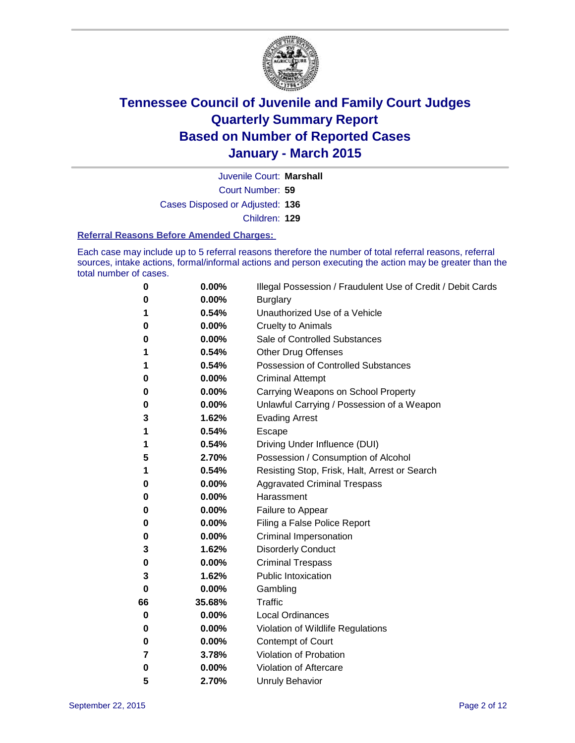# Tennessee Council of Juvenile and Family Court Judges
# Quarterly Summary Report
# Based on Number of Reported Cases
# January - March 2015

Juvenile Court: **Marshall**

Court Number: **59**

Cases Disposed or Adjusted: **136**

Children: **129**

### Referral Reasons Before Amended Charges:

Each case may include up to 5 referral reasons therefore the number of total referral reasons, referral sources, intake actions, formal/informal actions and person executing the action may be greater than the total number of cases.

| Count | Percent | Referral Reason |
|---|---|---|
| 0 | 0.00% | Illegal Possession / Fraudulent Use of Credit / Debit Cards |
| 0 | 0.00% | Burglary |
| 1 | 0.54% | Unauthorized Use of a Vehicle |
| 0 | 0.00% | Cruelty to Animals |
| 0 | 0.00% | Sale of Controlled Substances |
| 1 | 0.54% | Other Drug Offenses |
| 1 | 0.54% | Possession of Controlled Substances |
| 0 | 0.00% | Criminal Attempt |
| 0 | 0.00% | Carrying Weapons on School Property |
| 0 | 0.00% | Unlawful Carrying / Possession of a Weapon |
| 3 | 1.62% | Evading Arrest |
| 1 | 0.54% | Escape |
| 1 | 0.54% | Driving Under Influence (DUI) |
| 5 | 2.70% | Possession / Consumption of Alcohol |
| 1 | 0.54% | Resisting Stop, Frisk, Halt, Arrest or Search |
| 0 | 0.00% | Aggravated Criminal Trespass |
| 0 | 0.00% | Harassment |
| 0 | 0.00% | Failure to Appear |
| 0 | 0.00% | Filing a False Police Report |
| 0 | 0.00% | Criminal Impersonation |
| 3 | 1.62% | Disorderly Conduct |
| 0 | 0.00% | Criminal Trespass |
| 3 | 1.62% | Public Intoxication |
| 0 | 0.00% | Gambling |
| 66 | 35.68% | Traffic |
| 0 | 0.00% | Local Ordinances |
| 0 | 0.00% | Violation of Wildlife Regulations |
| 0 | 0.00% | Contempt of Court |
| 7 | 3.78% | Violation of Probation |
| 0 | 0.00% | Violation of Aftercare |
| 5 | 2.70% | Unruly Behavior |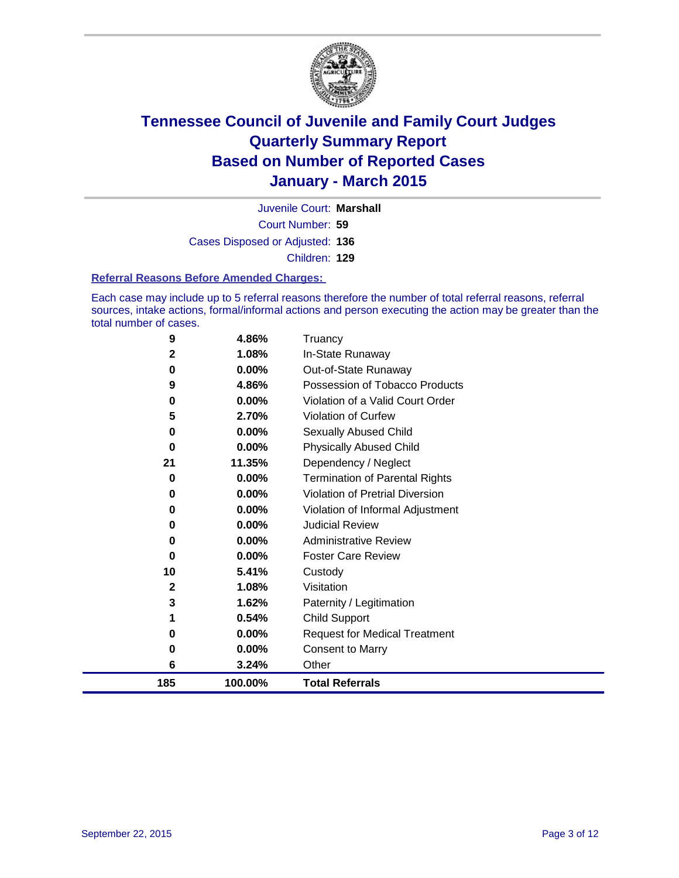# Tennessee Council of Juvenile and Family Court Judges
## Quarterly Summary Report
## Based on Number of Reported Cases
## January - March 2015

Juvenile Court: **Marshall**

Court Number: **59**

Cases Disposed or Adjusted: **136**

Children: **129**

### Referral Reasons Before Amended Charges:

Each case may include up to 5 referral reasons therefore the number of total referral reasons, referral sources, intake actions, formal/informal actions and person executing the action may be greater than the total number of cases.

| Count | Percent | Referral Reason |
|---|---|---|
| 9 | 4.86% | Truancy |
| 2 | 1.08% | In-State Runaway |
| 0 | 0.00% | Out-of-State Runaway |
| 9 | 4.86% | Possession of Tobacco Products |
| 0 | 0.00% | Violation of a Valid Court Order |
| 5 | 2.70% | Violation of Curfew |
| 0 | 0.00% | Sexually Abused Child |
| 0 | 0.00% | Physically Abused Child |
| 21 | 11.35% | Dependency / Neglect |
| 0 | 0.00% | Termination of Parental Rights |
| 0 | 0.00% | Violation of Pretrial Diversion |
| 0 | 0.00% | Violation of Informal Adjustment |
| 0 | 0.00% | Judicial Review |
| 0 | 0.00% | Administrative Review |
| 0 | 0.00% | Foster Care Review |
| 10 | 5.41% | Custody |
| 2 | 1.08% | Visitation |
| 3 | 1.62% | Paternity / Legitimation |
| 1 | 0.54% | Child Support |
| 0 | 0.00% | Request for Medical Treatment |
| 0 | 0.00% | Consent to Marry |
| 6 | 3.24% | Other |
| **185** | **100.00%** | **Total Referrals** |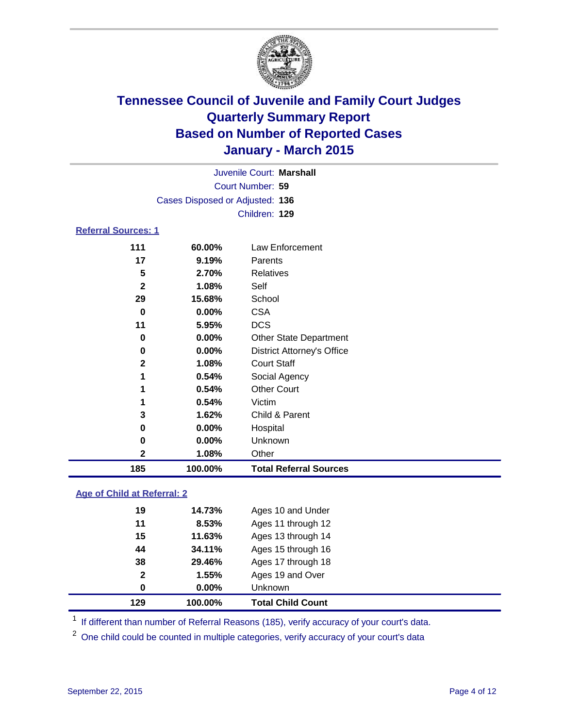# Tennessee Council of Juvenile and Family Court Judges
## Quarterly Summary Report
## Based on Number of Reported Cases
## January - March 2015

Juvenile Court: **Marshall**

Court Number: **59**

Cases Disposed or Adjusted: **136**

Children: **129**

### Referral Sources: 1

| Count | Percent | Source |
|---|---|---|
| 111 | 60.00% | Law Enforcement |
| 17 | 9.19% | Parents |
| 5 | 2.70% | Relatives |
| 2 | 1.08% | Self |
| 29 | 15.68% | School |
| 0 | 0.00% | CSA |
| 11 | 5.95% | DCS |
| 0 | 0.00% | Other State Department |
| 0 | 0.00% | District Attorney's Office |
| 2 | 1.08% | Court Staff |
| 1 | 0.54% | Social Agency |
| 1 | 0.54% | Other Court |
| 1 | 0.54% | Victim |
| 3 | 1.62% | Child & Parent |
| 0 | 0.00% | Hospital |
| 0 | 0.00% | Unknown |
| 2 | 1.08% | Other |
| **185** | **100.00%** | **Total Referral Sources** |

### Age of Child at Referral: 2

| Count | Percent | Age |
|---|---|---|
| 19 | 14.73% | Ages 10 and Under |
| 11 | 8.53% | Ages 11 through 12 |
| 15 | 11.63% | Ages 13 through 14 |
| 44 | 34.11% | Ages 15 through 16 |
| 38 | 29.46% | Ages 17 through 18 |
| 2 | 1.55% | Ages 19 and Over |
| 0 | 0.00% | Unknown |
| **129** | **100.00%** | **Total Child Count** |

[1] If different than number of Referral Reasons (185), verify accuracy of your court's data.

[2] One child could be counted in multiple categories, verify accuracy of your court's data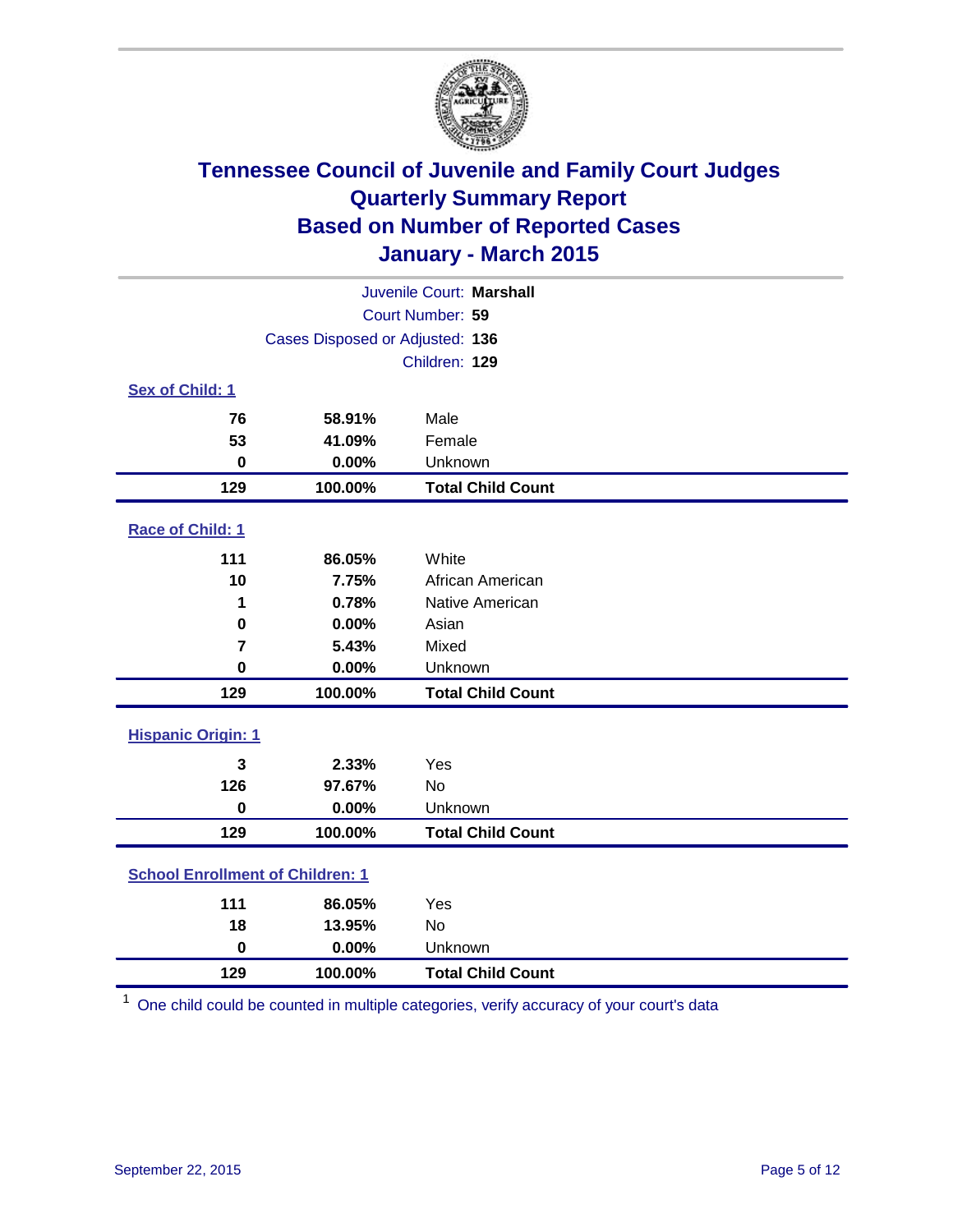# Tennessee Council of Juvenile and Family Court Judges
## Quarterly Summary Report
## Based on Number of Reported Cases
## January - March 2015

Juvenile Court: **Marshall**
Court Number: **59**
Cases Disposed or Adjusted: **136**
Children: **129**

### Sex of Child: 1

| | | |
|---|---|---|
| **76** | **58.91%** | Male |
| **53** | **41.09%** | Female |
| **0** | **0.00%** | Unknown |
| **129** | **100.00%** | **Total Child Count** |

### Race of Child: 1

| | | |
|---|---|---|
| **111** | **86.05%** | White |
| **10** | **7.75%** | African American |
| **1** | **0.78%** | Native American |
| **0** | **0.00%** | Asian |
| **7** | **5.43%** | Mixed |
| **0** | **0.00%** | Unknown |
| **129** | **100.00%** | **Total Child Count** |

### Hispanic Origin: 1

| | | |
|---|---|---|
| **3** | **2.33%** | Yes |
| **126** | **97.67%** | No |
| **0** | **0.00%** | Unknown |
| **129** | **100.00%** | **Total Child Count** |

### School Enrollment of Children: 1

| | | |
|---|---|---|
| **111** | **86.05%** | Yes |
| **18** | **13.95%** | No |
| **0** | **0.00%** | Unknown |
| **129** | **100.00%** | **Total Child Count** |

[1] One child could be counted in multiple categories, verify accuracy of your court's data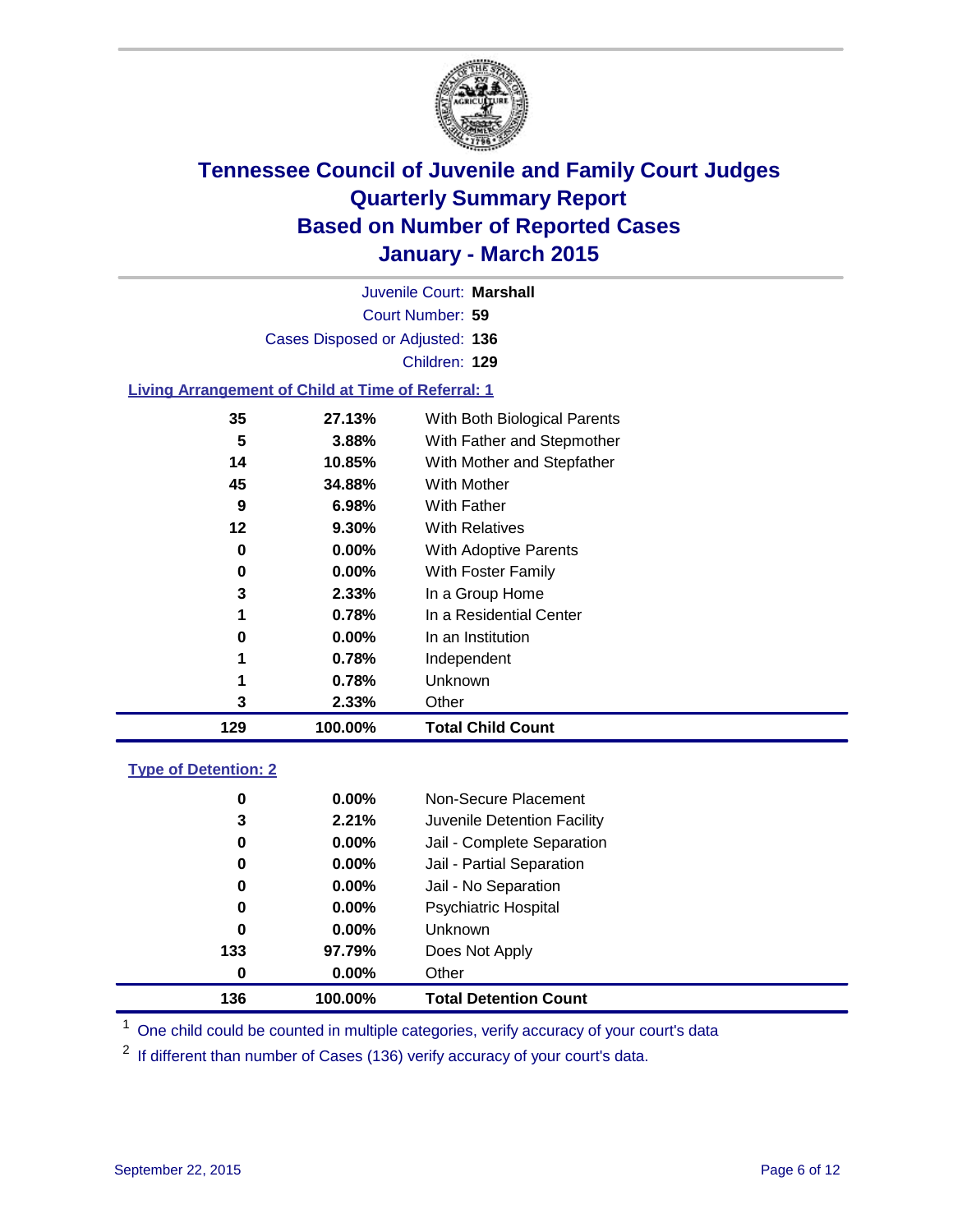# Tennessee Council of Juvenile and Family Court Judges
# Quarterly Summary Report
# Based on Number of Reported Cases
# January - March 2015

Juvenile Court: **Marshall**

Court Number: **59**

Cases Disposed or Adjusted: **136**

Children: **129**

## Living Arrangement of Child at Time of Referral: 1

| Count | Percent | Category |
|---|---|---|
| 35 | 27.13% | With Both Biological Parents |
| 5 | 3.88% | With Father and Stepmother |
| 14 | 10.85% | With Mother and Stepfather |
| 45 | 34.88% | With Mother |
| 9 | 6.98% | With Father |
| 12 | 9.30% | With Relatives |
| 0 | 0.00% | With Adoptive Parents |
| 0 | 0.00% | With Foster Family |
| 3 | 2.33% | In a Group Home |
| 1 | 0.78% | In a Residential Center |
| 0 | 0.00% | In an Institution |
| 1 | 0.78% | Independent |
| 1 | 0.78% | Unknown |
| 3 | 2.33% | Other |
| **129** | **100.00%** | **Total Child Count** |

## Type of Detention: 2

| Count | Percent | Category |
|---|---|---|
| 0 | 0.00% | Non-Secure Placement |
| 3 | 2.21% | Juvenile Detention Facility |
| 0 | 0.00% | Jail - Complete Separation |
| 0 | 0.00% | Jail - Partial Separation |
| 0 | 0.00% | Jail - No Separation |
| 0 | 0.00% | Psychiatric Hospital |
| 0 | 0.00% | Unknown |
| 133 | 97.79% | Does Not Apply |
| 0 | 0.00% | Other |
| **136** | **100.00%** | **Total Detention Count** |

[1] One child could be counted in multiple categories, verify accuracy of your court's data

[2] If different than number of Cases (136) verify accuracy of your court's data.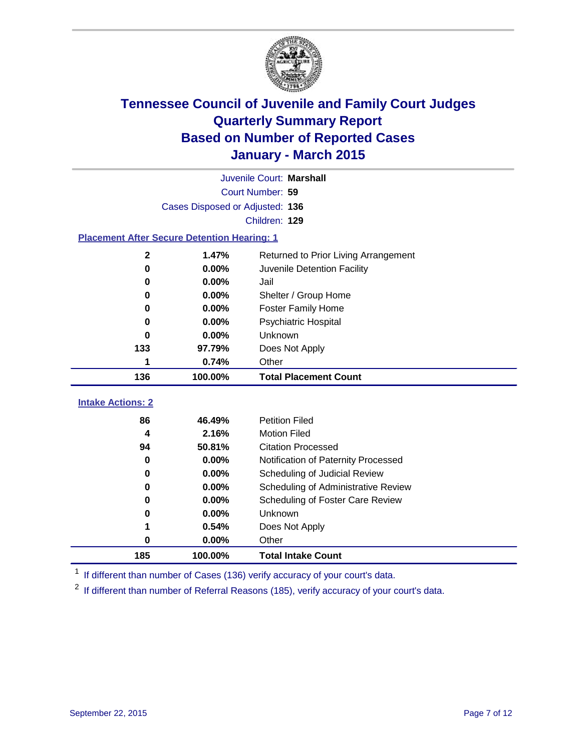# Tennessee Council of Juvenile and Family Court Judges
# Quarterly Summary Report
# Based on Number of Reported Cases
# January - March 2015

Juvenile Court: **Marshall**
Court Number: **59**
Cases Disposed or Adjusted: **136**
Children: **129**

## Placement After Secure Detention Hearing: 1

| Count | Percent | Placement |
|---|---|---|
| 2 | 1.47% | Returned to Prior Living Arrangement |
| 0 | 0.00% | Juvenile Detention Facility |
| 0 | 0.00% | Jail |
| 0 | 0.00% | Shelter / Group Home |
| 0 | 0.00% | Foster Family Home |
| 0 | 0.00% | Psychiatric Hospital |
| 0 | 0.00% | Unknown |
| 133 | 97.79% | Does Not Apply |
| 1 | 0.74% | Other |
| **136** | **100.00%** | **Total Placement Count** |

## Intake Actions: 2

| Count | Percent | Intake Action |
|---|---|---|
| 86 | 46.49% | Petition Filed |
| 4 | 2.16% | Motion Filed |
| 94 | 50.81% | Citation Processed |
| 0 | 0.00% | Notification of Paternity Processed |
| 0 | 0.00% | Scheduling of Judicial Review |
| 0 | 0.00% | Scheduling of Administrative Review |
| 0 | 0.00% | Scheduling of Foster Care Review |
| 0 | 0.00% | Unknown |
| 1 | 0.54% | Does Not Apply |
| 0 | 0.00% | Other |
| **185** | **100.00%** | **Total Intake Count** |

[1] If different than number of Cases (136) verify accuracy of your court's data.

[2] If different than number of Referral Reasons (185), verify accuracy of your court's data.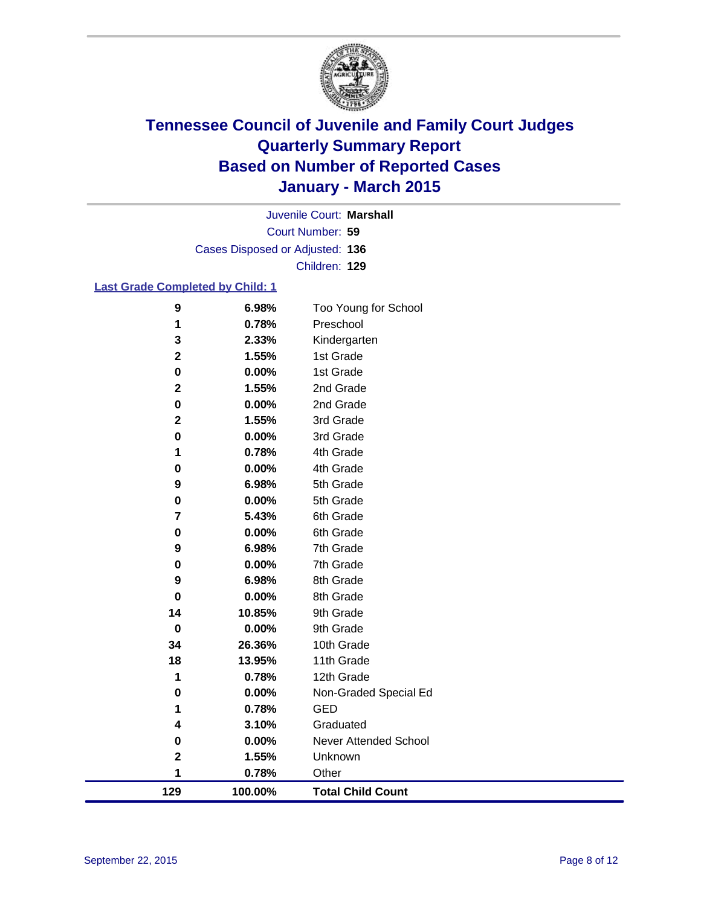# Tennessee Council of Juvenile and Family Court Judges
# Quarterly Summary Report
# Based on Number of Reported Cases
# January - March 2015

Juvenile Court: **Marshall**
Court Number: **59**
Cases Disposed or Adjusted: **136**
Children: **129**

## Last Grade Completed by Child: 1

| Count | Percent | Grade |
|---|---|---|
| 9 | 6.98% | Too Young for School |
| 1 | 0.78% | Preschool |
| 3 | 2.33% | Kindergarten |
| 2 | 1.55% | 1st Grade |
| 0 | 0.00% | 1st Grade |
| 2 | 1.55% | 2nd Grade |
| 0 | 0.00% | 2nd Grade |
| 2 | 1.55% | 3rd Grade |
| 0 | 0.00% | 3rd Grade |
| 1 | 0.78% | 4th Grade |
| 0 | 0.00% | 4th Grade |
| 9 | 6.98% | 5th Grade |
| 0 | 0.00% | 5th Grade |
| 7 | 5.43% | 6th Grade |
| 0 | 0.00% | 6th Grade |
| 9 | 6.98% | 7th Grade |
| 0 | 0.00% | 7th Grade |
| 9 | 6.98% | 8th Grade |
| 0 | 0.00% | 8th Grade |
| 14 | 10.85% | 9th Grade |
| 0 | 0.00% | 9th Grade |
| 34 | 26.36% | 10th Grade |
| 18 | 13.95% | 11th Grade |
| 1 | 0.78% | 12th Grade |
| 0 | 0.00% | Non-Graded Special Ed |
| 1 | 0.78% | GED |
| 4 | 3.10% | Graduated |
| 0 | 0.00% | Never Attended School |
| 2 | 1.55% | Unknown |
| 1 | 0.78% | Other |
| **129** | **100.00%** | **Total Child Count** |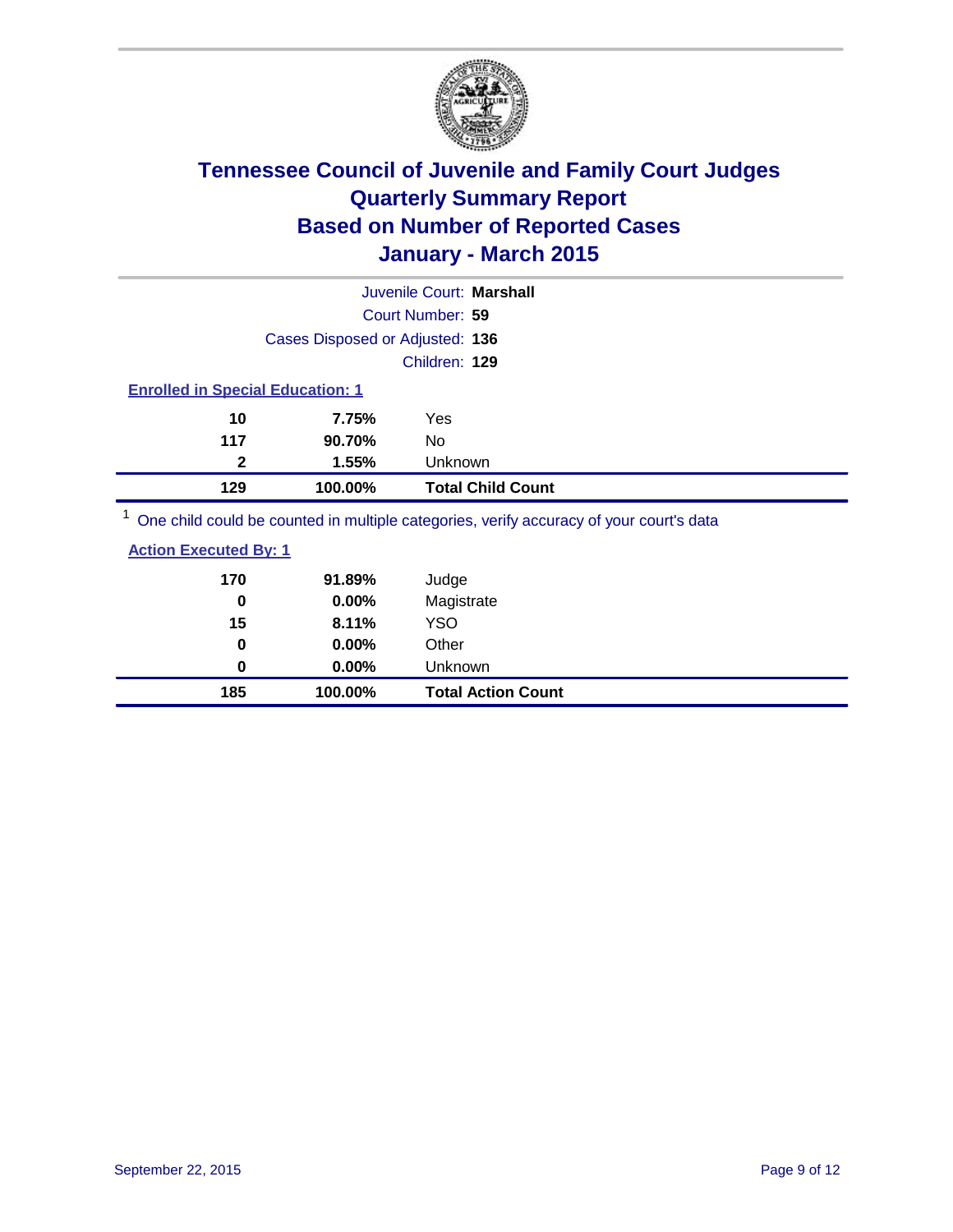# Tennessee Council of Juvenile and Family Court Judges
# Quarterly Summary Report
# Based on Number of Reported Cases
# January - March 2015

Juvenile Court: **Marshall**

Court Number: **59**

Cases Disposed or Adjusted: **136**

Children: **129**

**Enrolled in Special Education: 1**

| Count | Percent | Category |
|---|---|---|
| 10 | 7.75% | Yes |
| 117 | 90.70% | No |
| 2 | 1.55% | Unknown |
| **129** | **100.00%** | **Total Child Count** |

[1] One child could be counted in multiple categories, verify accuracy of your court's data

**Action Executed By: 1**

| Count | Percent | Category |
|---|---|---|
| 170 | 91.89% | Judge |
| 0 | 0.00% | Magistrate |
| 15 | 8.11% | YSO |
| 0 | 0.00% | Other |
| 0 | 0.00% | Unknown |
| **185** | **100.00%** | **Total Action Count** |

September 22, 2015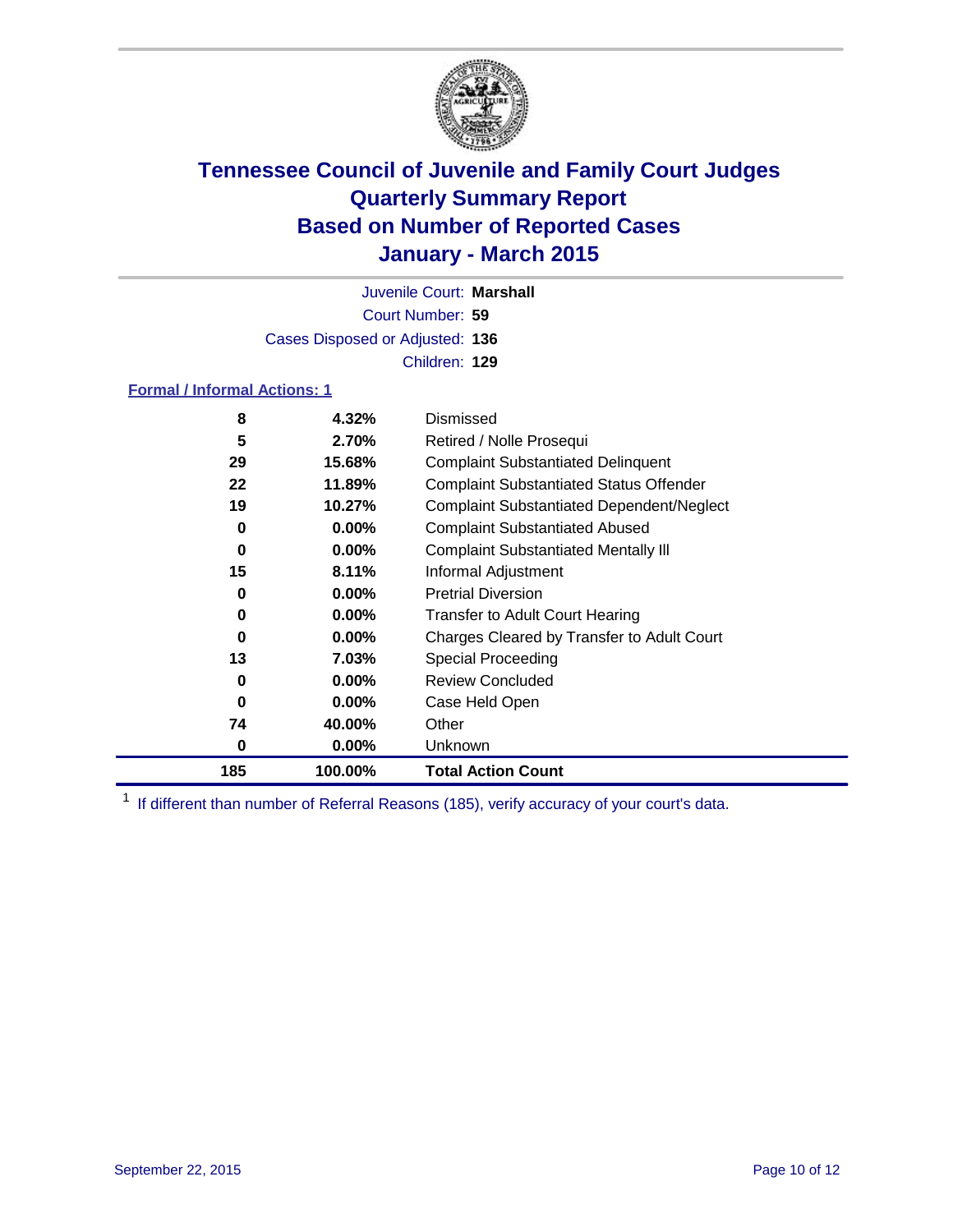# Tennessee Council of Juvenile and Family Court Judges
# Quarterly Summary Report
# Based on Number of Reported Cases
# January - March 2015

Juvenile Court: **Marshall**

Court Number: **59**

Cases Disposed or Adjusted: **136**

Children: **129**

**Formal / Informal Actions: 1**

| Count | Percent | Action |
|---|---|---|
| 8 | 4.32% | Dismissed |
| 5 | 2.70% | Retired / Nolle Prosequi |
| 29 | 15.68% | Complaint Substantiated Delinquent |
| 22 | 11.89% | Complaint Substantiated Status Offender |
| 19 | 10.27% | Complaint Substantiated Dependent/Neglect |
| 0 | 0.00% | Complaint Substantiated Abused |
| 0 | 0.00% | Complaint Substantiated Mentally Ill |
| 15 | 8.11% | Informal Adjustment |
| 0 | 0.00% | Pretrial Diversion |
| 0 | 0.00% | Transfer to Adult Court Hearing |
| 0 | 0.00% | Charges Cleared by Transfer to Adult Court |
| 13 | 7.03% | Special Proceeding |
| 0 | 0.00% | Review Concluded |
| 0 | 0.00% | Case Held Open |
| 74 | 40.00% | Other |
| 0 | 0.00% | Unknown |
| **185** | **100.00%** | **Total Action Count** |

[1] If different than number of Referral Reasons (185), verify accuracy of your court's data.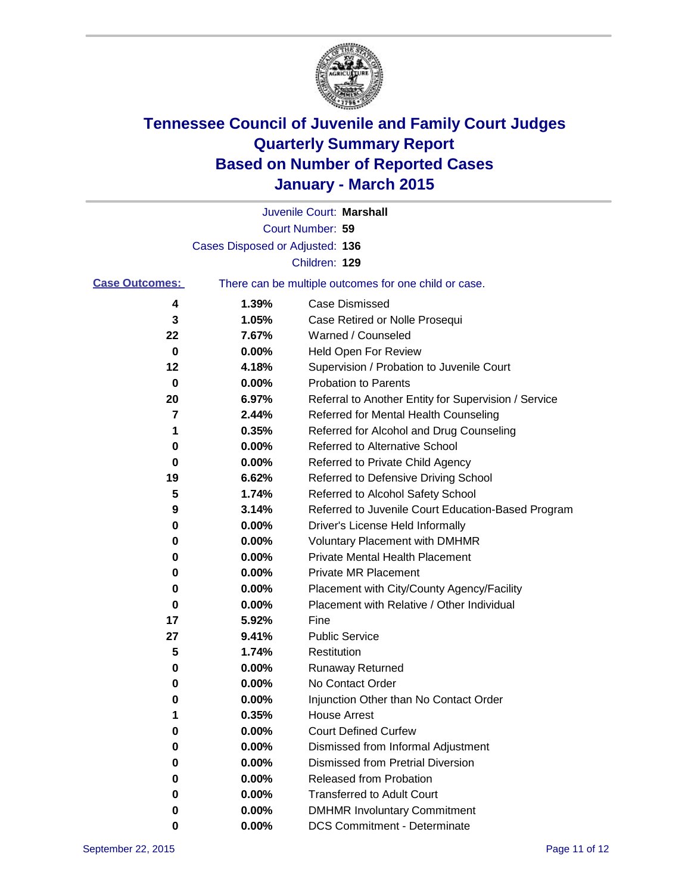# Tennessee Council of Juvenile and Family Court Judges
# Quarterly Summary Report
# Based on Number of Reported Cases
# January - March 2015

Juvenile Court: **Marshall**

Court Number: **59**

Cases Disposed or Adjusted: **136**

Children: **129**

**Case Outcomes:** There can be multiple outcomes for one child or case.

| | | |
|---|---|---|
| **4** | **1.39%** | Case Dismissed |
| **3** | **1.05%** | Case Retired or Nolle Prosequi |
| **22** | **7.67%** | Warned / Counseled |
| **0** | **0.00%** | Held Open For Review |
| **12** | **4.18%** | Supervision / Probation to Juvenile Court |
| **0** | **0.00%** | Probation to Parents |
| **20** | **6.97%** | Referral to Another Entity for Supervision / Service |
| **7** | **2.44%** | Referred for Mental Health Counseling |
| **1** | **0.35%** | Referred for Alcohol and Drug Counseling |
| **0** | **0.00%** | Referred to Alternative School |
| **0** | **0.00%** | Referred to Private Child Agency |
| **19** | **6.62%** | Referred to Defensive Driving School |
| **5** | **1.74%** | Referred to Alcohol Safety School |
| **9** | **3.14%** | Referred to Juvenile Court Education-Based Program |
| **0** | **0.00%** | Driver's License Held Informally |
| **0** | **0.00%** | Voluntary Placement with DMHMR |
| **0** | **0.00%** | Private Mental Health Placement |
| **0** | **0.00%** | Private MR Placement |
| **0** | **0.00%** | Placement with City/County Agency/Facility |
| **0** | **0.00%** | Placement with Relative / Other Individual |
| **17** | **5.92%** | Fine |
| **27** | **9.41%** | Public Service |
| **5** | **1.74%** | Restitution |
| **0** | **0.00%** | Runaway Returned |
| **0** | **0.00%** | No Contact Order |
| **0** | **0.00%** | Injunction Other than No Contact Order |
| **1** | **0.35%** | House Arrest |
| **0** | **0.00%** | Court Defined Curfew |
| **0** | **0.00%** | Dismissed from Informal Adjustment |
| **0** | **0.00%** | Dismissed from Pretrial Diversion |
| **0** | **0.00%** | Released from Probation |
| **0** | **0.00%** | Transferred to Adult Court |
| **0** | **0.00%** | DMHMR Involuntary Commitment |
| **0** | **0.00%** | DCS Commitment - Determinate |

September 22, 2015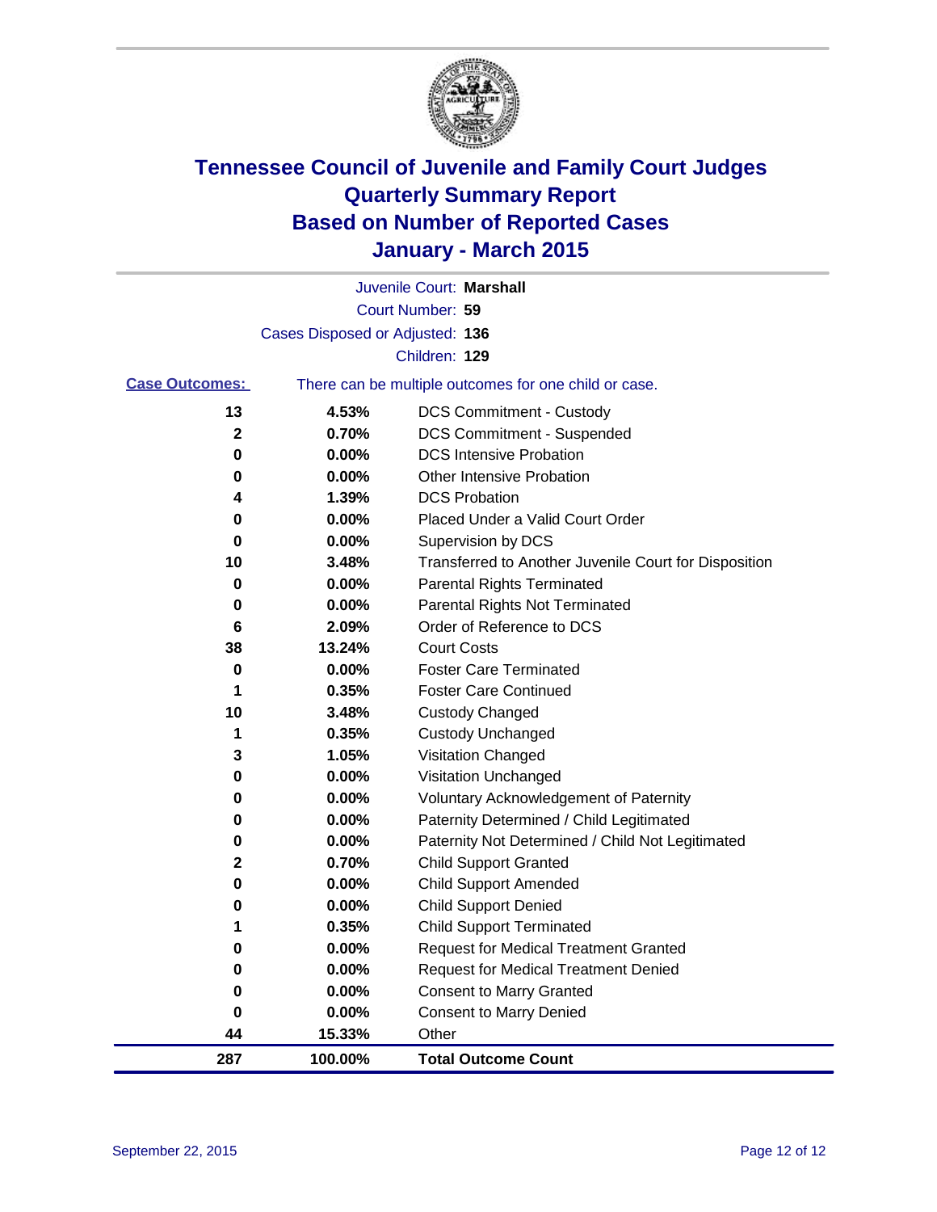# Tennessee Council of Juvenile and Family Court Judges
# Quarterly Summary Report
# Based on Number of Reported Cases
# January - March 2015

Juvenile Court: **Marshall**

Court Number: **59**

Cases Disposed or Adjusted: **136**

Children: **129**

**Case Outcomes:** There can be multiple outcomes for one child or case.

| | | |
|---|---|---|
| 13 | 4.53% | DCS Commitment - Custody |
| 2 | 0.70% | DCS Commitment - Suspended |
| 0 | 0.00% | DCS Intensive Probation |
| 0 | 0.00% | Other Intensive Probation |
| 4 | 1.39% | DCS Probation |
| 0 | 0.00% | Placed Under a Valid Court Order |
| 0 | 0.00% | Supervision by DCS |
| 10 | 3.48% | Transferred to Another Juvenile Court for Disposition |
| 0 | 0.00% | Parental Rights Terminated |
| 0 | 0.00% | Parental Rights Not Terminated |
| 6 | 2.09% | Order of Reference to DCS |
| 38 | 13.24% | Court Costs |
| 0 | 0.00% | Foster Care Terminated |
| 1 | 0.35% | Foster Care Continued |
| 10 | 3.48% | Custody Changed |
| 1 | 0.35% | Custody Unchanged |
| 3 | 1.05% | Visitation Changed |
| 0 | 0.00% | Visitation Unchanged |
| 0 | 0.00% | Voluntary Acknowledgement of Paternity |
| 0 | 0.00% | Paternity Determined / Child Legitimated |
| 0 | 0.00% | Paternity Not Determined / Child Not Legitimated |
| 2 | 0.70% | Child Support Granted |
| 0 | 0.00% | Child Support Amended |
| 0 | 0.00% | Child Support Denied |
| 1 | 0.35% | Child Support Terminated |
| 0 | 0.00% | Request for Medical Treatment Granted |
| 0 | 0.00% | Request for Medical Treatment Denied |
| 0 | 0.00% | Consent to Marry Granted |
| 0 | 0.00% | Consent to Marry Denied |
| 44 | 15.33% | Other |
| **287** | **100.00%** | **Total Outcome Count** |